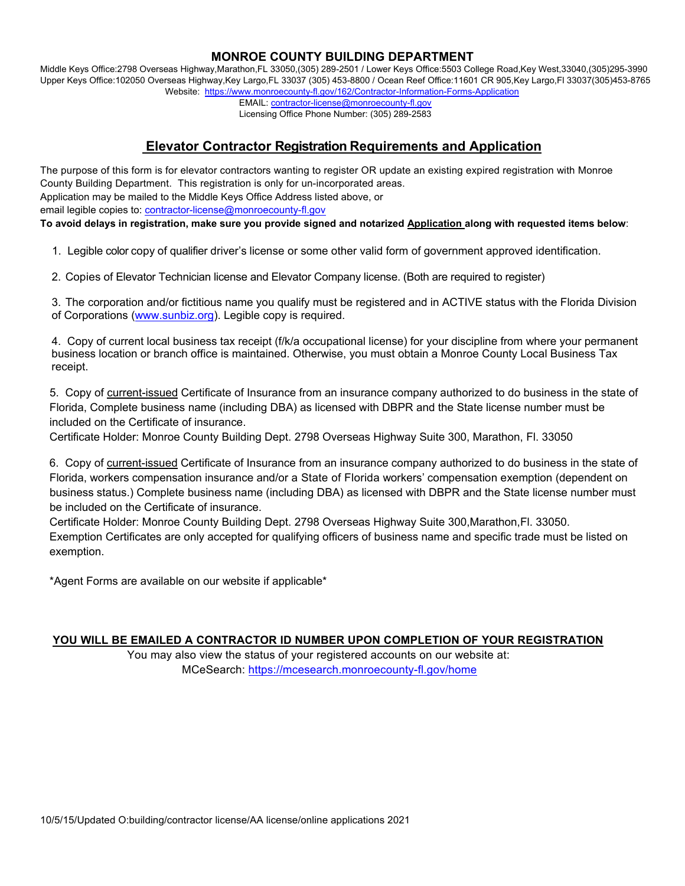# MONROE COUNTY BUILDING DEPARTMENT

Middle Keys Office:2798 Overseas Highway,Marathon,FL 33050,(305) 289-2501 / Lower Keys Office:5503 College Road,Key West,33040,(305)295-3990
Upper Keys Office:102050 Overseas Highway,Key Largo,FL 33037 (305) 453-8800 / Ocean Reef Office:11601 CR 905,Key Largo,Fl 33037(305)453-8765
Website: https://www.monroecounty-fl.gov/162/Contractor-Information-Forms-Application
EMAIL: contractor-license@monroecounty-fl.gov
Licensing Office Phone Number: (305) 289-2583

## Elevator Contractor Registration Requirements and Application

The purpose of this form is for elevator contractors wanting to register OR update an existing expired registration with Monroe County Building Department. This registration is only for un-incorporated areas.
Application may be mailed to the Middle Keys Office Address listed above, or
email legible copies to: contractor-license@monroecounty-fl.gov

**To avoid delays in registration, make sure you provide signed and notarized Application along with requested items below**:

1. Legible color copy of qualifier driver's license or some other valid form of government approved identification.

2. Copies of Elevator Technician license and Elevator Company license. (Both are required to register)

3. The corporation and/or fictitious name you qualify must be registered and in ACTIVE status with the Florida Division of Corporations (www.sunbiz.org). Legible copy is required.

4. Copy of current local business tax receipt (f/k/a occupational license) for your discipline from where your permanent business location or branch office is maintained. Otherwise, you must obtain a Monroe County Local Business Tax receipt.

5. Copy of current-issued Certificate of Insurance from an insurance company authorized to do business in the state of Florida, Complete business name (including DBA) as licensed with DBPR and the State license number must be included on the Certificate of insurance.
Certificate Holder: Monroe County Building Dept. 2798 Overseas Highway Suite 300, Marathon, Fl. 33050

6. Copy of current-issued Certificate of Insurance from an insurance company authorized to do business in the state of Florida, workers compensation insurance and/or a State of Florida workers' compensation exemption (dependent on business status.) Complete business name (including DBA) as licensed with DBPR and the State license number must be included on the Certificate of insurance.
Certificate Holder: Monroe County Building Dept. 2798 Overseas Highway Suite 300,Marathon,Fl. 33050.
Exemption Certificates are only accepted for qualifying officers of business name and specific trade must be listed on exemption.

*Agent Forms are available on our website if applicable*

**YOU WILL BE EMAILED A CONTRACTOR ID NUMBER UPON COMPLETION OF YOUR REGISTRATION**

You may also view the status of your registered accounts on our website at:
MCeSearch: https://mcesearch.monroecounty-fl.gov/home

10/5/15/Updated O:building/contractor license/AA license/online applications 2021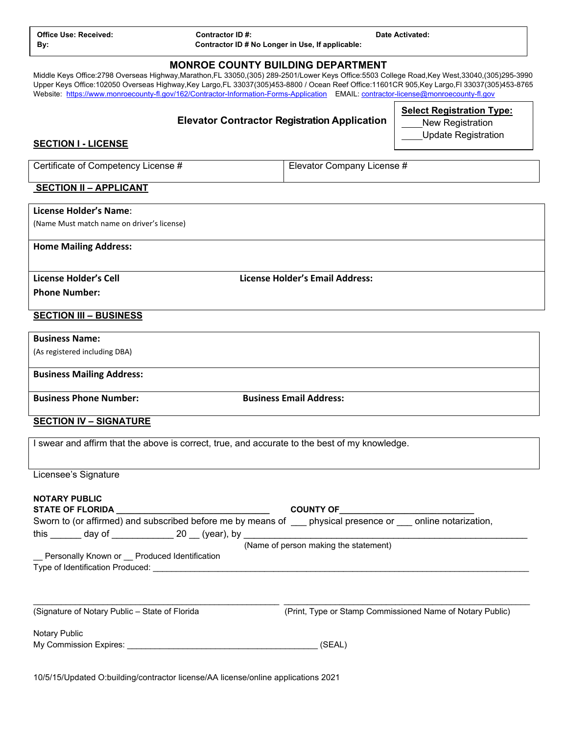| | | |
|---|---|---|
| **Office Use: Received: By:** | **Contractor ID #: Contractor ID # No Longer in Use, If applicable:** | **Date Activated:** |

# MONROE COUNTY BUILDING DEPARTMENT

Middle Keys Office:2798 Overseas Highway,Marathon,FL 33050,(305) 289-2501/Lower Keys Office:5503 College Road,Key West,33040,(305)295-3990
Upper Keys Office:102050 Overseas Highway,Key Largo,FL 33037(305)453-8800 / Ocean Reef Office:11601CR 905,Key Largo,Fl 33037(305)453-8765
Website: https://www.monroecounty-fl.gov/162/Contractor-Information-Forms-Application EMAIL: contractor-license@monroecounty-fl.gov

## Elevator Contractor Registration Application

**Select Registration Type:**
____New Registration
____Update Registration

### SECTION I - LICENSE

| | |
|---|---|
| Certificate of Competency License # | Elevator Company License # |

### SECTION II – APPLICANT

| | |
|---|---|
| **License Holder's Name**: (Name Must match name on driver's license) | |
| **Home Mailing Address:** | |
| **License Holder's Cell Phone Number:** | **License Holder's Email Address:** |

### SECTION III – BUSINESS

| | |
|---|---|
| **Business Name:** (As registered including DBA) | |
| **Business Mailing Address:** | |
| **Business Phone Number:** | **Business Email Address:** |

### SECTION IV – SIGNATURE

I swear and affirm that the above is correct, true, and accurate to the best of my knowledge.

Licensee's Signature

**NOTARY PUBLIC**
**STATE OF FLORIDA** ________________________________ **COUNTY OF**____________________________
Sworn to (or affirmed) and subscribed before me by means of ___ physical presence or ___ online notarization,
this ______ day of ____________ 20 __ (year), by ________________________________________________________
(Name of person making the statement)
__ Personally Known or __ Produced Identification
Type of Identification Produced: ______________________________________________________________________

_______________________________________________ _______________________________________________
(Signature of Notary Public – State of Florida (Print, Type or Stamp Commissioned Name of Notary Public)

Notary Public
My Commission Expires: ________________________________________ (SEAL)

10/5/15/Updated O:building/contractor license/AA license/online applications 2021